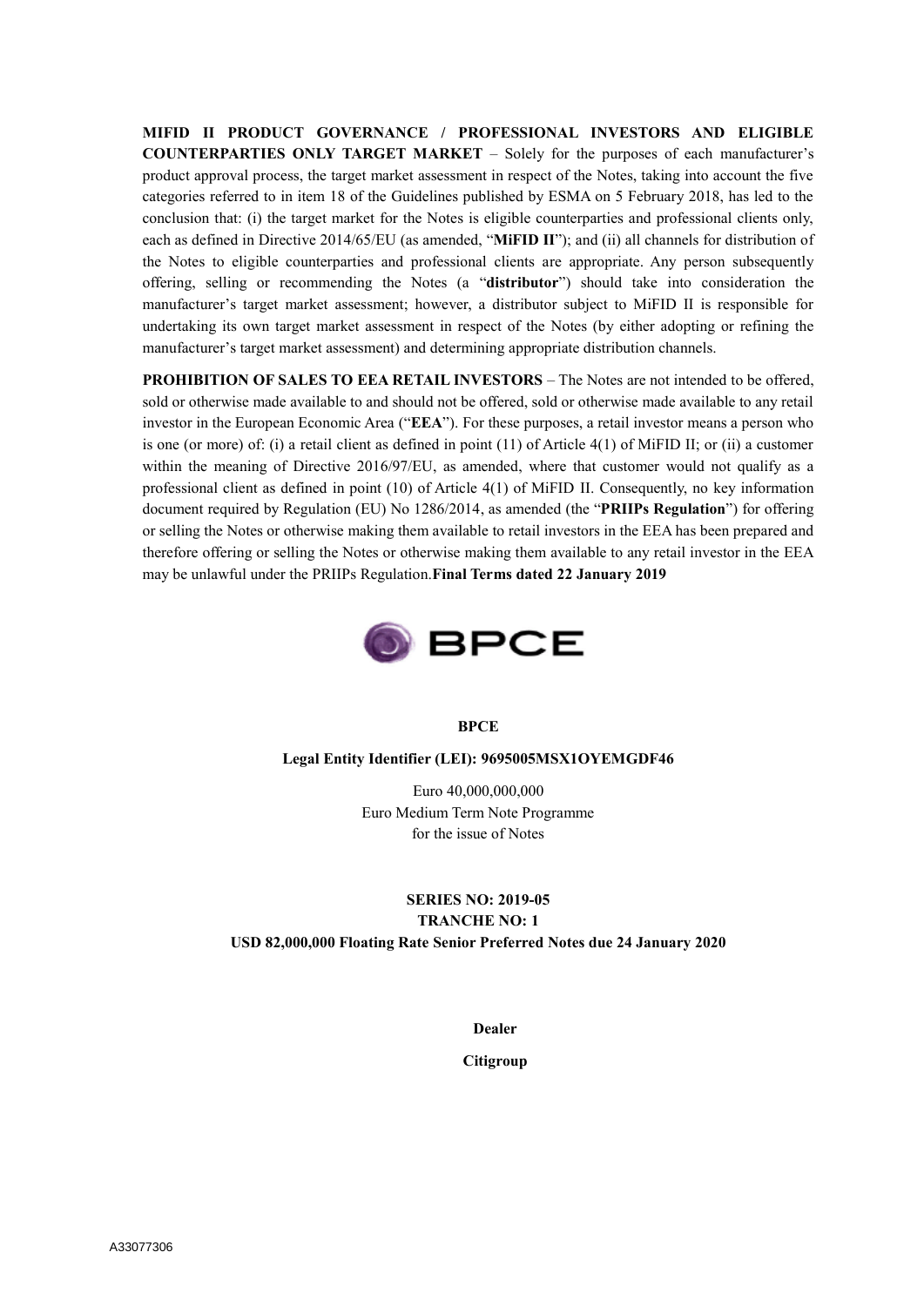**MIFID II PRODUCT GOVERNANCE / PROFESSIONAL INVESTORS AND ELIGIBLE COUNTERPARTIES ONLY TARGET MARKET** – Solely for the purposes of each manufacturer's product approval process, the target market assessment in respect of the Notes, taking into account the five categories referred to in item 18 of the Guidelines published by ESMA on 5 February 2018, has led to the conclusion that: (i) the target market for the Notes is eligible counterparties and professional clients only, each as defined in Directive 2014/65/EU (as amended, "**MiFID II**"); and (ii) all channels for distribution of the Notes to eligible counterparties and professional clients are appropriate. Any person subsequently offering, selling or recommending the Notes (a "**distributor**") should take into consideration the manufacturer's target market assessment; however, a distributor subject to MiFID II is responsible for undertaking its own target market assessment in respect of the Notes (by either adopting or refining the manufacturer's target market assessment) and determining appropriate distribution channels.

**PROHIBITION OF SALES TO EEA RETAIL INVESTORS** – The Notes are not intended to be offered, sold or otherwise made available to and should not be offered, sold or otherwise made available to any retail investor in the European Economic Area ("**EEA**"). For these purposes, a retail investor means a person who is one (or more) of: (i) a retail client as defined in point (11) of Article 4(1) of MiFID II; or (ii) a customer within the meaning of Directive 2016/97/EU, as amended, where that customer would not qualify as a professional client as defined in point (10) of Article 4(1) of MiFID II. Consequently, no key information document required by Regulation (EU) No 1286/2014, as amended (the "**PRIIPs Regulation**") for offering or selling the Notes or otherwise making them available to retail investors in the EEA has been prepared and therefore offering or selling the Notes or otherwise making them available to any retail investor in the EEA may be unlawful under the PRIIPs Regulation.**Final Terms dated 22 January 2019**

BPCE

**BPCE**

**Legal Entity Identifier (LEI): 9695005MSX1OYEMGDF46**

Euro 40,000,000,000
Euro Medium Term Note Programme
for the issue of Notes

**SERIES NO: 2019-05**
**TRANCHE NO: 1**
**USD 82,000,000 Floating Rate Senior Preferred Notes due 24 January 2020**

**Dealer**

**Citigroup**

A33077306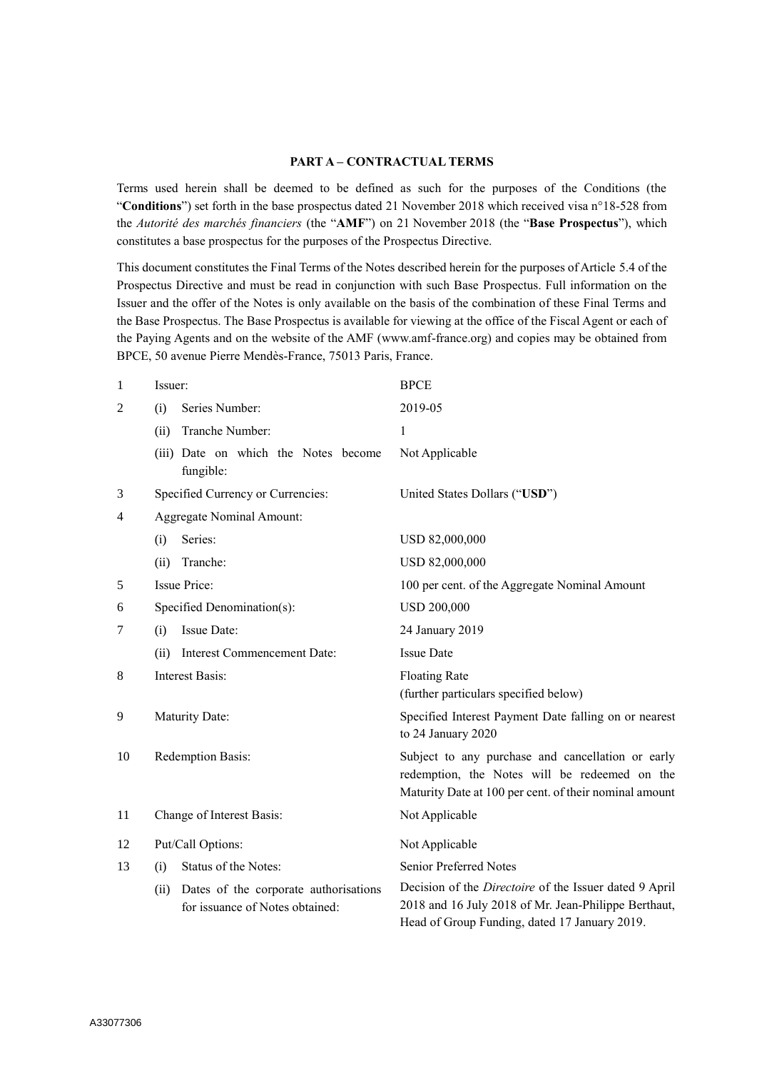**PART A – CONTRACTUAL TERMS**

Terms used herein shall be deemed to be defined as such for the purposes of the Conditions (the "**Conditions**") set forth in the base prospectus dated 21 November 2018 which received visa n°18-528 from the *Autorité des marchés financiers* (the "**AMF**") on 21 November 2018 (the "**Base Prospectus**"), which constitutes a base prospectus for the purposes of the Prospectus Directive.

This document constitutes the Final Terms of the Notes described herein for the purposes of Article 5.4 of the Prospectus Directive and must be read in conjunction with such Base Prospectus. Full information on the Issuer and the offer of the Notes is only available on the basis of the combination of these Final Terms and the Base Prospectus. The Base Prospectus is available for viewing at the office of the Fiscal Agent or each of the Paying Agents and on the website of the AMF (www.amf-france.org) and copies may be obtained from BPCE, 50 avenue Pierre Mendès-France, 75013 Paris, France.

| | | |
|---|---|---|
| 1 | Issuer: | BPCE |
| 2 | (i) Series Number: | 2019-05 |
| | (ii) Tranche Number: | 1 |
| | (iii) Date on which the Notes become fungible: | Not Applicable |
| 3 | Specified Currency or Currencies: | United States Dollars ("**USD**") |
| 4 | Aggregate Nominal Amount: | |
| | (i) Series: | USD 82,000,000 |
| | (ii) Tranche: | USD 82,000,000 |
| 5 | Issue Price: | 100 per cent. of the Aggregate Nominal Amount |
| 6 | Specified Denomination(s): | USD 200,000 |
| 7 | (i) Issue Date: | 24 January 2019 |
| | (ii) Interest Commencement Date: | Issue Date |
| 8 | Interest Basis: | Floating Rate<br>(further particulars specified below) |
| 9 | Maturity Date: | Specified Interest Payment Date falling on or nearest to 24 January 2020 |
| 10 | Redemption Basis: | Subject to any purchase and cancellation or early redemption, the Notes will be redeemed on the Maturity Date at 100 per cent. of their nominal amount |
| 11 | Change of Interest Basis: | Not Applicable |
| 12 | Put/Call Options: | Not Applicable |
| 13 | (i) Status of the Notes: | Senior Preferred Notes |
| | (ii) Dates of the corporate authorisations for issuance of Notes obtained: | Decision of the *Directoire* of the Issuer dated 9 April 2018 and 16 July 2018 of Mr. Jean-Philippe Berthaut, Head of Group Funding, dated 17 January 2019. |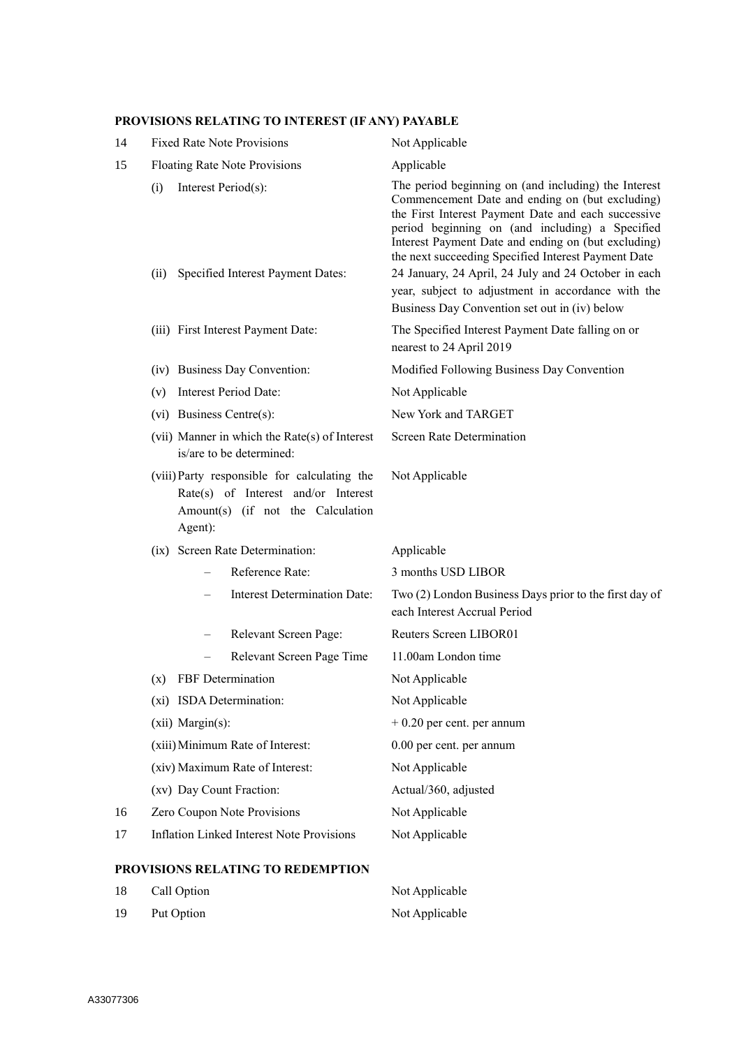**PROVISIONS RELATING TO INTEREST (IF ANY) PAYABLE**

| | | |
|---|---|---|
| 14 | Fixed Rate Note Provisions | Not Applicable |
| 15 | Floating Rate Note Provisions | Applicable |
| | (i) Interest Period(s): | The period beginning on (and including) the Interest Commencement Date and ending on (but excluding) the First Interest Payment Date and each successive period beginning on (and including) a Specified Interest Payment Date and ending on (but excluding) the next succeeding Specified Interest Payment Date |
| | (ii) Specified Interest Payment Dates: | 24 January, 24 April, 24 July and 24 October in each year, subject to adjustment in accordance with the Business Day Convention set out in (iv) below |
| | (iii) First Interest Payment Date: | The Specified Interest Payment Date falling on or nearest to 24 April 2019 |
| | (iv) Business Day Convention: | Modified Following Business Day Convention |
| | (v) Interest Period Date: | Not Applicable |
| | (vi) Business Centre(s): | New York and TARGET |
| | (vii) Manner in which the Rate(s) of Interest is/are to be determined: | Screen Rate Determination |
| | (viii) Party responsible for calculating the Rate(s) of Interest and/or Interest Amount(s) (if not the Calculation Agent): | Not Applicable |
| | (ix) Screen Rate Determination: | Applicable |
| | – Reference Rate: | 3 months USD LIBOR |
| | – Interest Determination Date: | Two (2) London Business Days prior to the first day of each Interest Accrual Period |
| | – Relevant Screen Page: | Reuters Screen LIBOR01 |
| | – Relevant Screen Page Time | 11.00am London time |
| | (x) FBF Determination | Not Applicable |
| | (xi) ISDA Determination: | Not Applicable |
| | (xii) Margin(s): | + 0.20 per cent. per annum |
| | (xiii) Minimum Rate of Interest: | 0.00 per cent. per annum |
| | (xiv) Maximum Rate of Interest: | Not Applicable |
| | (xv) Day Count Fraction: | Actual/360, adjusted |
| 16 | Zero Coupon Note Provisions | Not Applicable |
| 17 | Inflation Linked Interest Note Provisions | Not Applicable |

**PROVISIONS RELATING TO REDEMPTION**

| | | |
|---|---|---|
| 18 | Call Option | Not Applicable |
| 19 | Put Option | Not Applicable |

A33077306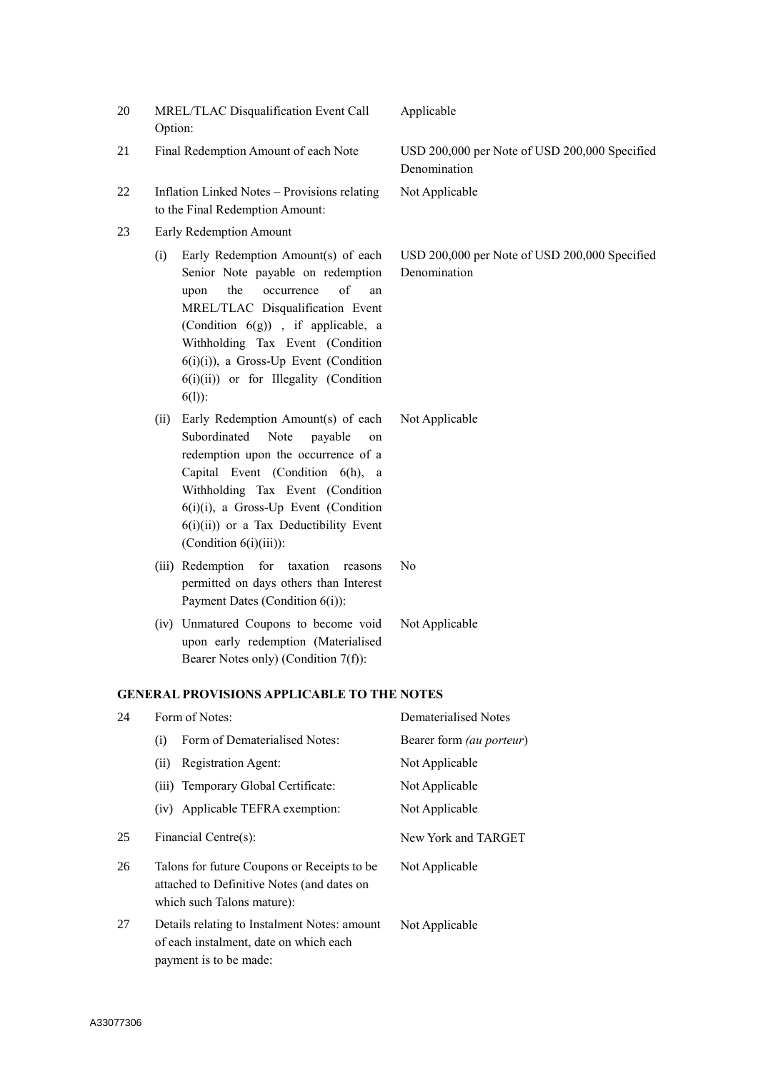| | | |
|---|---|---|
| 20 | MREL/TLAC Disqualification Event Call Option: | Applicable |
| 21 | Final Redemption Amount of each Note | USD 200,000 per Note of USD 200,000 Specified Denomination |
| 22 | Inflation Linked Notes – Provisions relating to the Final Redemption Amount: | Not Applicable |
| 23 | Early Redemption Amount | |
| | (i) Early Redemption Amount(s) of each Senior Note payable on redemption upon the occurrence of an MREL/TLAC Disqualification Event (Condition 6(g)) , if applicable, a Withholding Tax Event (Condition 6(i)(i)), a Gross-Up Event (Condition 6(i)(ii)) or for Illegality (Condition 6(l)): | USD 200,000 per Note of USD 200,000 Specified Denomination |
| | (ii) Early Redemption Amount(s) of each Subordinated Note payable on redemption upon the occurrence of a Capital Event (Condition 6(h), a Withholding Tax Event (Condition 6(i)(i), a Gross-Up Event (Condition 6(i)(ii)) or a Tax Deductibility Event (Condition 6(i)(iii)): | Not Applicable |
| | (iii) Redemption for taxation reasons permitted on days others than Interest Payment Dates (Condition 6(i)): | No |
| | (iv) Unmatured Coupons to become void upon early redemption (Materialised Bearer Notes only) (Condition 7(f)): | Not Applicable |

## GENERAL PROVISIONS APPLICABLE TO THE NOTES

| | | |
|---|---|---|
| 24 | Form of Notes: | Dematerialised Notes |
| | (i) Form of Dematerialised Notes: | Bearer form *(au porteur)* |
| | (ii) Registration Agent: | Not Applicable |
| | (iii) Temporary Global Certificate: | Not Applicable |
| | (iv) Applicable TEFRA exemption: | Not Applicable |
| 25 | Financial Centre(s): | New York and TARGET |
| 26 | Talons for future Coupons or Receipts to be attached to Definitive Notes (and dates on which such Talons mature): | Not Applicable |
| 27 | Details relating to Instalment Notes: amount of each instalment, date on which each payment is to be made: | Not Applicable |

A33077306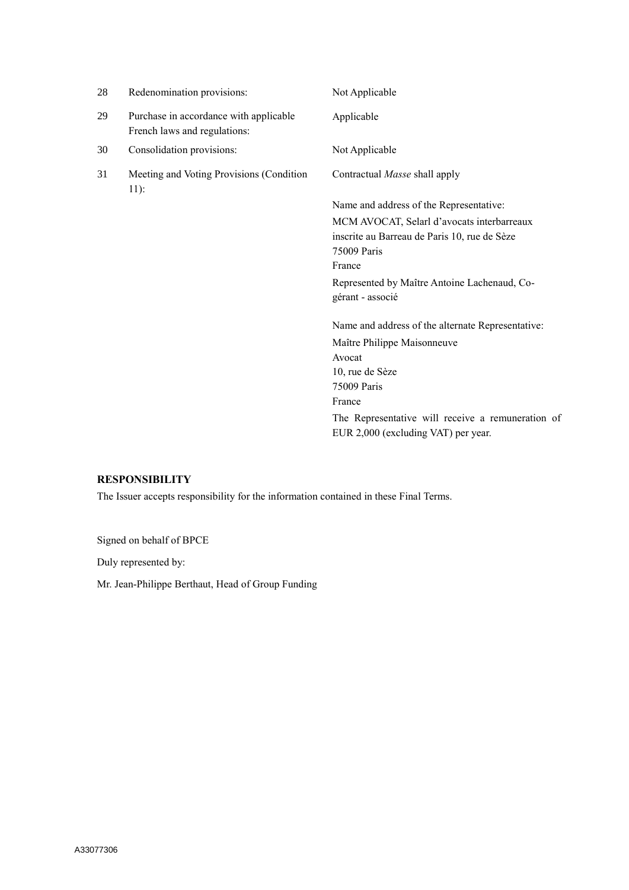| | | |
|---|---|---|
| 28 | Redenomination provisions: | Not Applicable |
| 29 | Purchase in accordance with applicable French laws and regulations: | Applicable |
| 30 | Consolidation provisions: | Not Applicable |
| 31 | Meeting and Voting Provisions (Condition 11): | Contractual *Masse* shall apply<br><br>Name and address of the Representative:<br>MCM AVOCAT, Selarl d'avocats interbarreaux inscrite au Barreau de Paris 10, rue de Sèze<br>75009 Paris<br>France<br>Represented by Maître Antoine Lachenaud, Co-gérant - associé<br><br>Name and address of the alternate Representative:<br>Maître Philippe Maisonneuve<br>Avocat<br>10, rue de Sèze<br>75009 Paris<br>France<br>The Representative will receive a remuneration of EUR 2,000 (excluding VAT) per year. |

**RESPONSIBILITY**

The Issuer accepts responsibility for the information contained in these Final Terms.

Signed on behalf of BPCE

Duly represented by:

Mr. Jean-Philippe Berthaut, Head of Group Funding

A33077306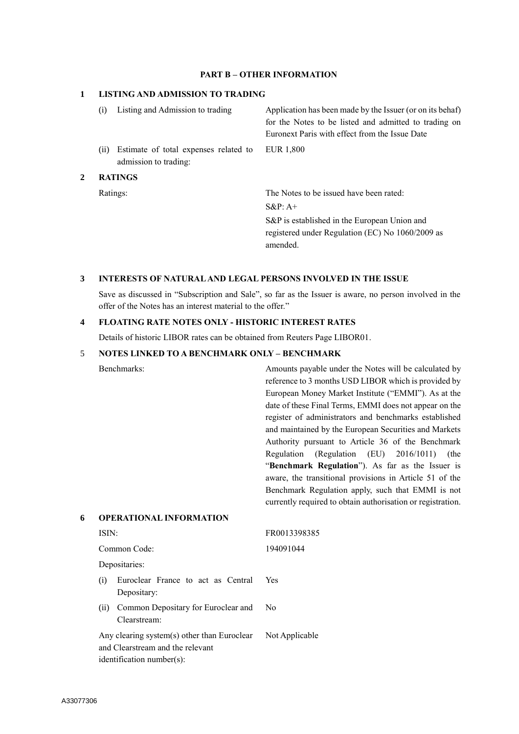## PART B – OTHER INFORMATION

### 1 LISTING AND ADMISSION TO TRADING

| | |
|---|---|
| (i) Listing and Admission to trading | Application has been made by the Issuer (or on its behaf) for the Notes to be listed and admitted to trading on Euronext Paris with effect from the Issue Date |
| (ii) Estimate of total expenses related to admission to trading: | EUR 1,800 |

### 2 RATINGS

| | |
|---|---|
| Ratings: | The Notes to be issued have been rated:<br>S&P: A+<br>S&P is established in the European Union and registered under Regulation (EC) No 1060/2009 as amended. |

### 3 INTERESTS OF NATURAL AND LEGAL PERSONS INVOLVED IN THE ISSUE

Save as discussed in "Subscription and Sale", so far as the Issuer is aware, no person involved in the offer of the Notes has an interest material to the offer."

### 4 FLOATING RATE NOTES ONLY - HISTORIC INTEREST RATES

Details of historic LIBOR rates can be obtained from Reuters Page LIBOR01.

### 5 NOTES LINKED TO A BENCHMARK ONLY – BENCHMARK

| | |
|---|---|
| Benchmarks: | Amounts payable under the Notes will be calculated by reference to 3 months USD LIBOR which is provided by European Money Market Institute ("EMMI"). As at the date of these Final Terms, EMMI does not appear on the register of administrators and benchmarks established and maintained by the European Securities and Markets Authority pursuant to Article 36 of the Benchmark Regulation (Regulation (EU) 2016/1011) (the "**Benchmark Regulation**"). As far as the Issuer is aware, the transitional provisions in Article 51 of the Benchmark Regulation apply, such that EMMI is not currently required to obtain authorisation or registration. |

### 6 OPERATIONAL INFORMATION

| | |
|---|---|
| ISIN: | FR0013398385 |
| Common Code: | 194091044 |
| Depositaries: | |
| (i) Euroclear France to act as Central Depositary: | Yes |
| (ii) Common Depositary for Euroclear and Clearstream: | No |
| Any clearing system(s) other than Euroclear and Clearstream and the relevant identification number(s): | Not Applicable |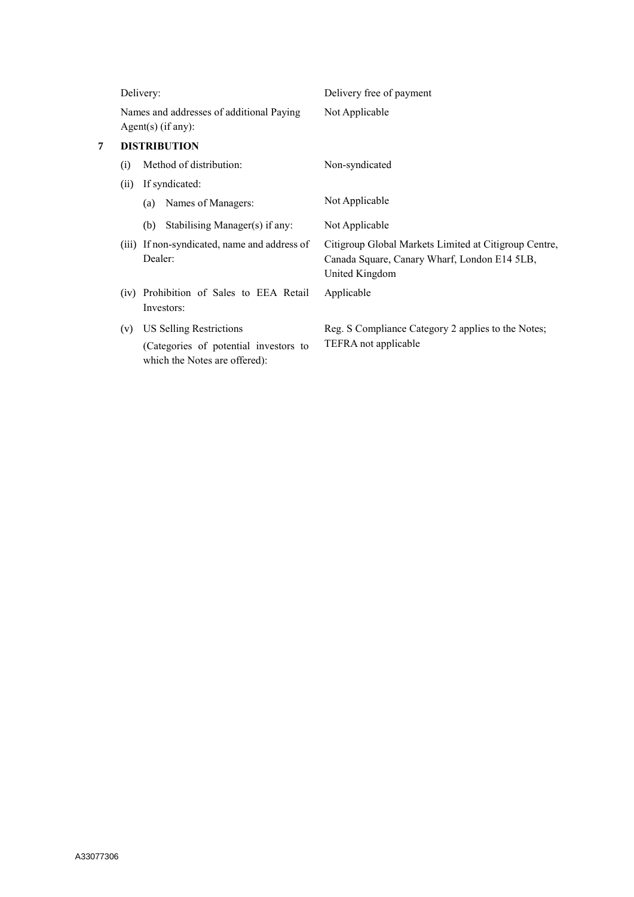| | |
|---|---|
| Delivery: | Delivery free of payment |
| Names and addresses of additional Paying Agent(s) (if any): | Not Applicable |

**7 DISTRIBUTION**

| | |
|---|---|
| (i) Method of distribution: | Non-syndicated |
| (ii) If syndicated: | |
| (a) Names of Managers: | Not Applicable |
| (b) Stabilising Manager(s) if any: | Not Applicable |
| (iii) If non-syndicated, name and address of Dealer: | Citigroup Global Markets Limited at Citigroup Centre, Canada Square, Canary Wharf, London E14 5LB, United Kingdom |
| (iv) Prohibition of Sales to EEA Retail Investors: | Applicable |
| (v) US Selling Restrictions (Categories of potential investors to which the Notes are offered): | Reg. S Compliance Category 2 applies to the Notes; TEFRA not applicable |

A33077306